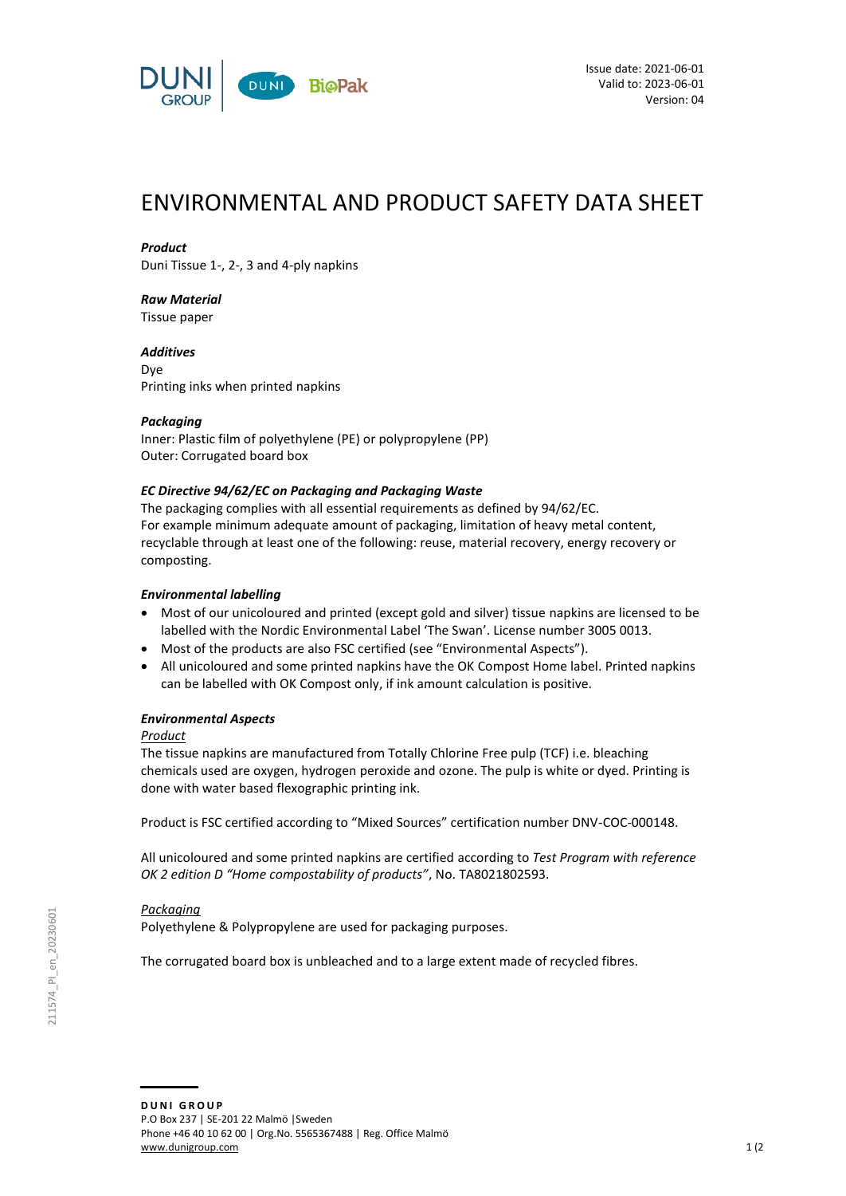Issue date: 2021-06-01
Valid to: 2023-06-01
Version: 04

# ENVIRONMENTAL AND PRODUCT SAFETY DATA SHEET

***Product***
Duni Tissue 1-, 2-, 3 and 4-ply napkins

***Raw Material***
Tissue paper

***Additives***
Dye
Printing inks when printed napkins

***Packaging***
Inner: Plastic film of polyethylene (PE) or polypropylene (PP)
Outer: Corrugated board box

***EC Directive 94/62/EC on Packaging and Packaging Waste***
The packaging complies with all essential requirements as defined by 94/62/EC.
For example minimum adequate amount of packaging, limitation of heavy metal content, recyclable through at least one of the following: reuse, material recovery, energy recovery or composting.

***Environmental labelling***

- Most of our unicoloured and printed (except gold and silver) tissue napkins are licensed to be labelled with the Nordic Environmental Label 'The Swan'. License number 3005 0013.
- Most of the products are also FSC certified (see "Environmental Aspects").
- All unicoloured and some printed napkins have the OK Compost Home label. Printed napkins can be labelled with OK Compost only, if ink amount calculation is positive.

***Environmental Aspects***

Product

The tissue napkins are manufactured from Totally Chlorine Free pulp (TCF) i.e. bleaching chemicals used are oxygen, hydrogen peroxide and ozone. The pulp is white or dyed. Printing is done with water based flexographic printing ink.

Product is FSC certified according to "Mixed Sources" certification number DNV-COC-000148.

All unicoloured and some printed napkins are certified according to *Test Program with reference OK 2 edition D "Home compostability of products"*, No. TA8021802593.

Packaging

Polyethylene & Polypropylene are used for packaging purposes.

The corrugated board box is unbleached and to a large extent made of recycled fibres.

211574_PI_en_20230601

**DUNI GROUP**
P.O Box 237 | SE-201 22 Malmö |Sweden
Phone +46 40 10 62 00 | Org.No. 5565367488 | Reg. Office Malmö
www.dunigroup.com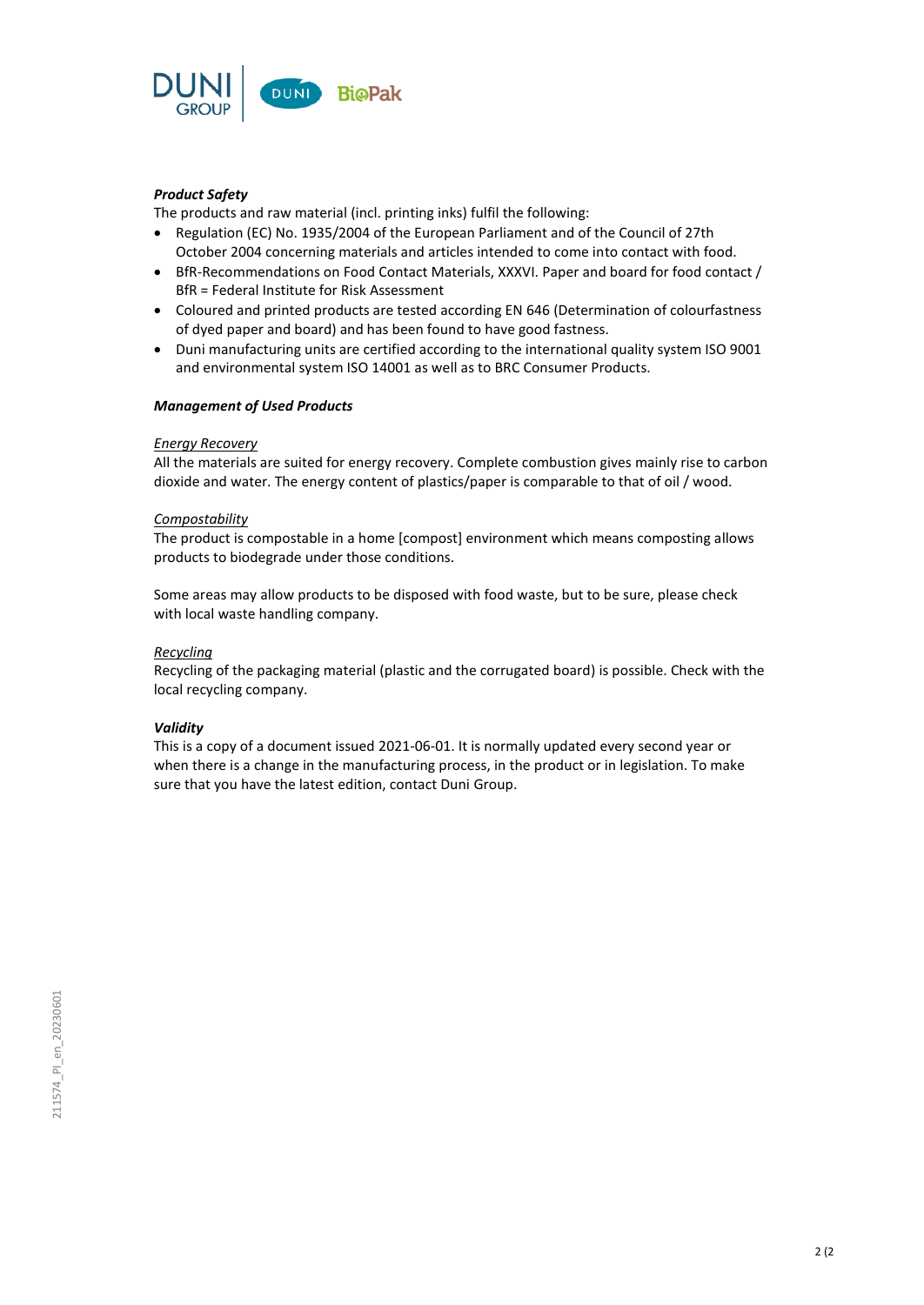***Product Safety***

The products and raw material (incl. printing inks) fulfil the following:

- Regulation (EC) No. 1935/2004 of the European Parliament and of the Council of 27th October 2004 concerning materials and articles intended to come into contact with food.
- BfR-Recommendations on Food Contact Materials, XXXVI. Paper and board for food contact / BfR = Federal Institute for Risk Assessment
- Coloured and printed products are tested according EN 646 (Determination of colourfastness of dyed paper and board) and has been found to have good fastness.
- Duni manufacturing units are certified according to the international quality system ISO 9001 and environmental system ISO 14001 as well as to BRC Consumer Products.

***Management of Used Products***

*Energy Recovery*

All the materials are suited for energy recovery. Complete combustion gives mainly rise to carbon dioxide and water. The energy content of plastics/paper is comparable to that of oil / wood.

*Compostability*

The product is compostable in a home [compost] environment which means composting allows products to biodegrade under those conditions.

Some areas may allow products to be disposed with food waste, but to be sure, please check with local waste handling company.

*Recycling*

Recycling of the packaging material (plastic and the corrugated board) is possible. Check with the local recycling company.

***Validity***

This is a copy of a document issued 2021-06-01. It is normally updated every second year or when there is a change in the manufacturing process, in the product or in legislation. To make sure that you have the latest edition, contact Duni Group.

211574_PI_en_20230601